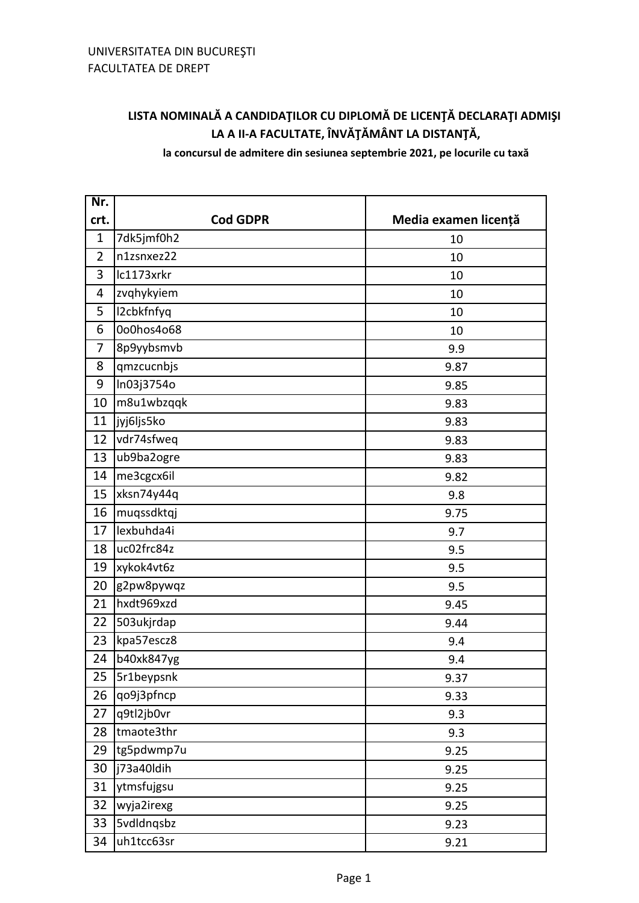UNIVERSITATEA DIN BUCUREŞTI
FACULTATEA DE DREPT

**LISTA NOMINALĂ A CANDIDAŢILOR CU DIPLOMĂ DE LICENŢĂ DECLARAŢI ADMIŞI LA A II-A FACULTATE, ÎNVĂŢĂMÂNT LA DISTANŢĂ,**

**la concursul de admitere din sesiunea septembrie 2021, pe locurile cu taxă**

| Nr. crt. | Cod GDPR | Media examen licență |
|---|---|---|
| 1 | 7dk5jmf0h2 | 10 |
| 2 | n1zsnxez22 | 10 |
| 3 | lc1173xrkr | 10 |
| 4 | zvqhykyiem | 10 |
| 5 | l2cbkfnfyq | 10 |
| 6 | 0o0hos4o68 | 10 |
| 7 | 8p9yybsmvb | 9.9 |
| 8 | qmzcucnbjs | 9.87 |
| 9 | ln03j3754o | 9.85 |
| 10 | m8u1wbzqqk | 9.83 |
| 11 | jyj6ljs5ko | 9.83 |
| 12 | vdr74sfweq | 9.83 |
| 13 | ub9ba2ogre | 9.83 |
| 14 | me3cgcx6il | 9.82 |
| 15 | xksn74y44q | 9.8 |
| 16 | muqssdktqj | 9.75 |
| 17 | lexbuhda4i | 9.7 |
| 18 | uc02frc84z | 9.5 |
| 19 | xykok4vt6z | 9.5 |
| 20 | g2pw8pywqz | 9.5 |
| 21 | hxdt969xzd | 9.45 |
| 22 | 503ukjrdap | 9.44 |
| 23 | kpa57escz8 | 9.4 |
| 24 | b40xk847yg | 9.4 |
| 25 | 5r1beypsnk | 9.37 |
| 26 | qo9j3pfncp | 9.33 |
| 27 | q9tl2jb0vr | 9.3 |
| 28 | tmaote3thr | 9.3 |
| 29 | tg5pdwmp7u | 9.25 |
| 30 | j73a40ldih | 9.25 |
| 31 | ytmsfujgsu | 9.25 |
| 32 | wyja2irexg | 9.25 |
| 33 | 5vdldnqsbz | 9.23 |
| 34 | uh1tcc63sr | 9.21 |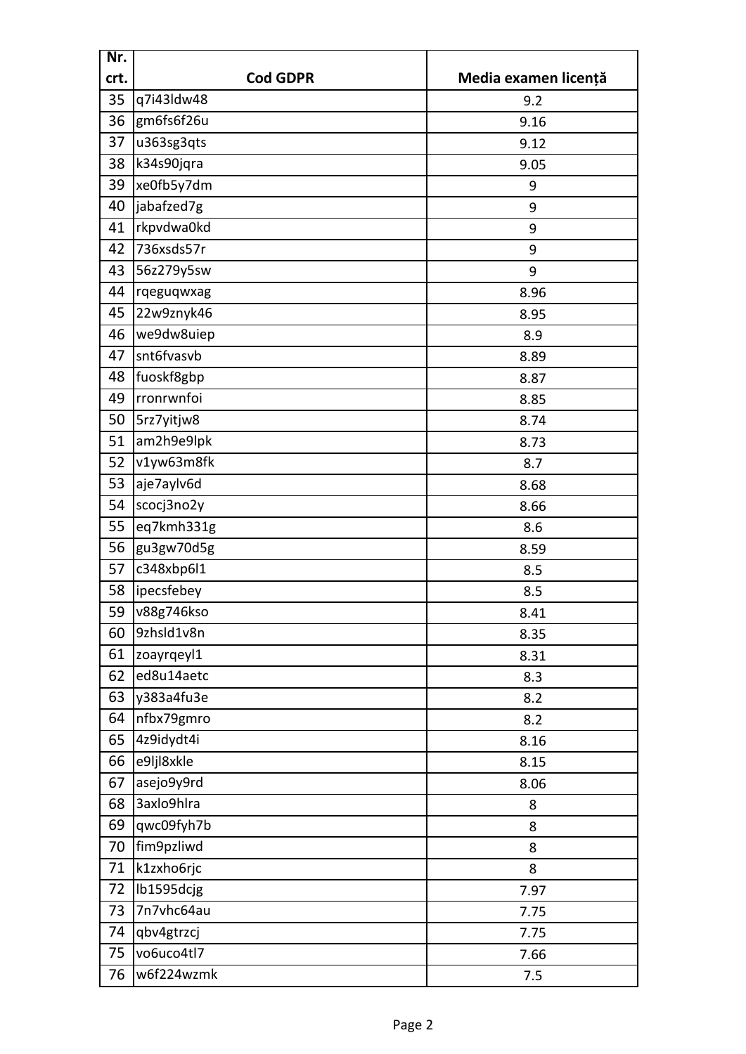| Nr. crt. | Cod GDPR | Media examen licență |
|---|---|---|
| 35 | q7i43ldw48 | 9.2 |
| 36 | gm6fs6f26u | 9.16 |
| 37 | u363sg3qts | 9.12 |
| 38 | k34s90jqra | 9.05 |
| 39 | xe0fb5y7dm | 9 |
| 40 | jabafzed7g | 9 |
| 41 | rkpvdwa0kd | 9 |
| 42 | 736xsds57r | 9 |
| 43 | 56z279y5sw | 9 |
| 44 | rqeguqwxag | 8.96 |
| 45 | 22w9znyk46 | 8.95 |
| 46 | we9dw8uiep | 8.9 |
| 47 | snt6fvasvb | 8.89 |
| 48 | fuoskf8gbp | 8.87 |
| 49 | rronrwnfoi | 8.85 |
| 50 | 5rz7yitjw8 | 8.74 |
| 51 | am2h9e9lpk | 8.73 |
| 52 | v1yw63m8fk | 8.7 |
| 53 | aje7aylv6d | 8.68 |
| 54 | scocj3no2y | 8.66 |
| 55 | eq7kmh331g | 8.6 |
| 56 | gu3gw70d5g | 8.59 |
| 57 | c348xbp6l1 | 8.5 |
| 58 | ipecsfebey | 8.5 |
| 59 | v88g746kso | 8.41 |
| 60 | 9zhsld1v8n | 8.35 |
| 61 | zoayrqeyl1 | 8.31 |
| 62 | ed8u14aetc | 8.3 |
| 63 | y383a4fu3e | 8.2 |
| 64 | nfbx79gmro | 8.2 |
| 65 | 4z9idydt4i | 8.16 |
| 66 | e9ljl8xkle | 8.15 |
| 67 | asejo9y9rd | 8.06 |
| 68 | 3axlo9hlra | 8 |
| 69 | qwc09fyh7b | 8 |
| 70 | fim9pzliwd | 8 |
| 71 | k1zxho6rjc | 8 |
| 72 | lb1595dcjg | 7.97 |
| 73 | 7n7vhc64au | 7.75 |
| 74 | qbv4gtrzcj | 7.75 |
| 75 | vo6uco4tl7 | 7.66 |
| 76 | w6f224wzmk | 7.5 |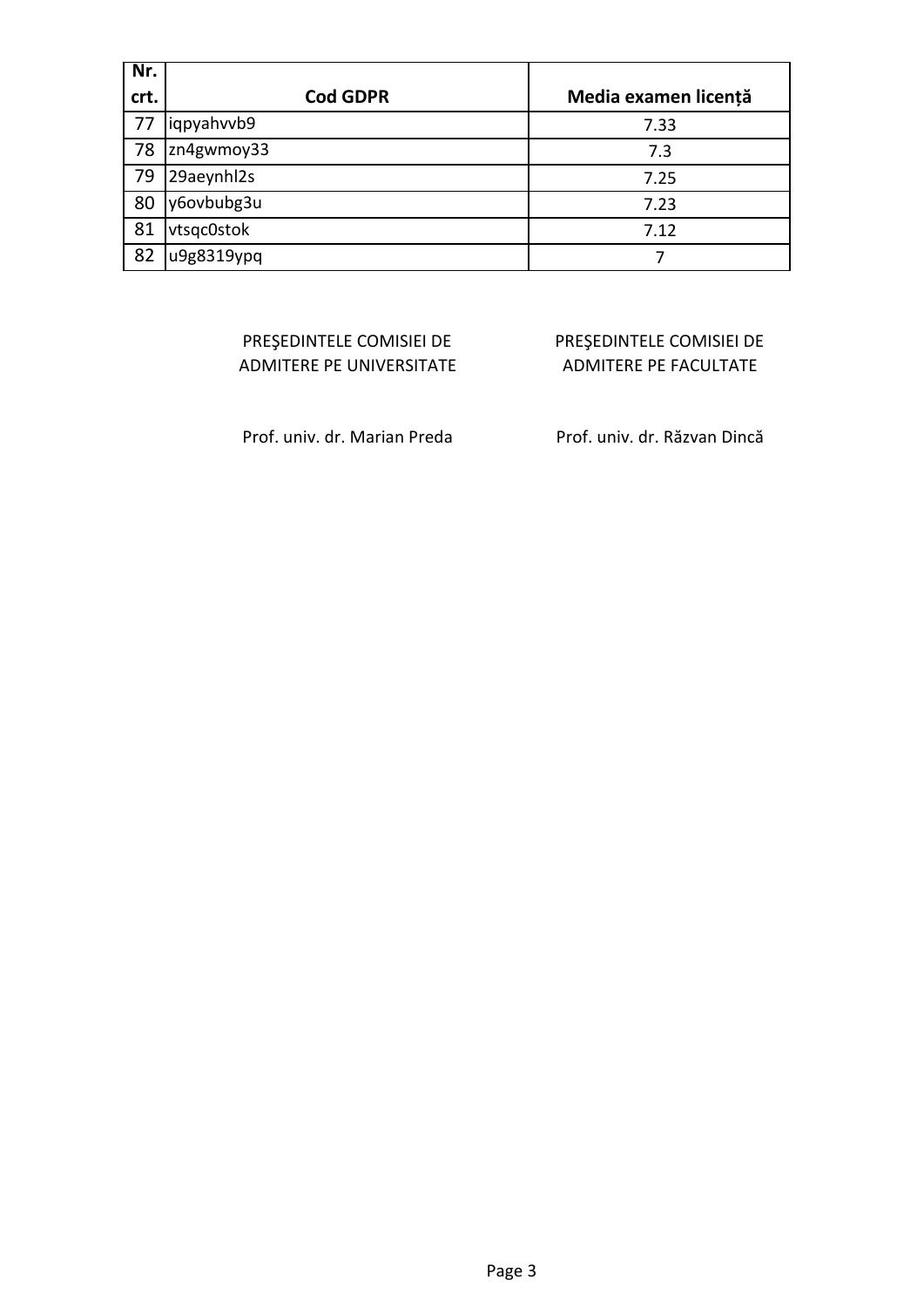| Nr. crt. | Cod GDPR | Media examen licență |
|---|---|---|
| 77 | iqpyahvvb9 | 7.33 |
| 78 | zn4gwmoy33 | 7.3 |
| 79 | 29aeynhl2s | 7.25 |
| 80 | y6ovbubg3u | 7.23 |
| 81 | vtsqc0stok | 7.12 |
| 82 | u9g8319ypq | 7 |

PREŞEDINTELE COMISIEI DE ADMITERE PE UNIVERSITATE

Prof. univ. dr. Marian Preda

PREŞEDINTELE COMISIEI DE ADMITERE PE FACULTATE

Prof. univ. dr. Răzvan Dincă